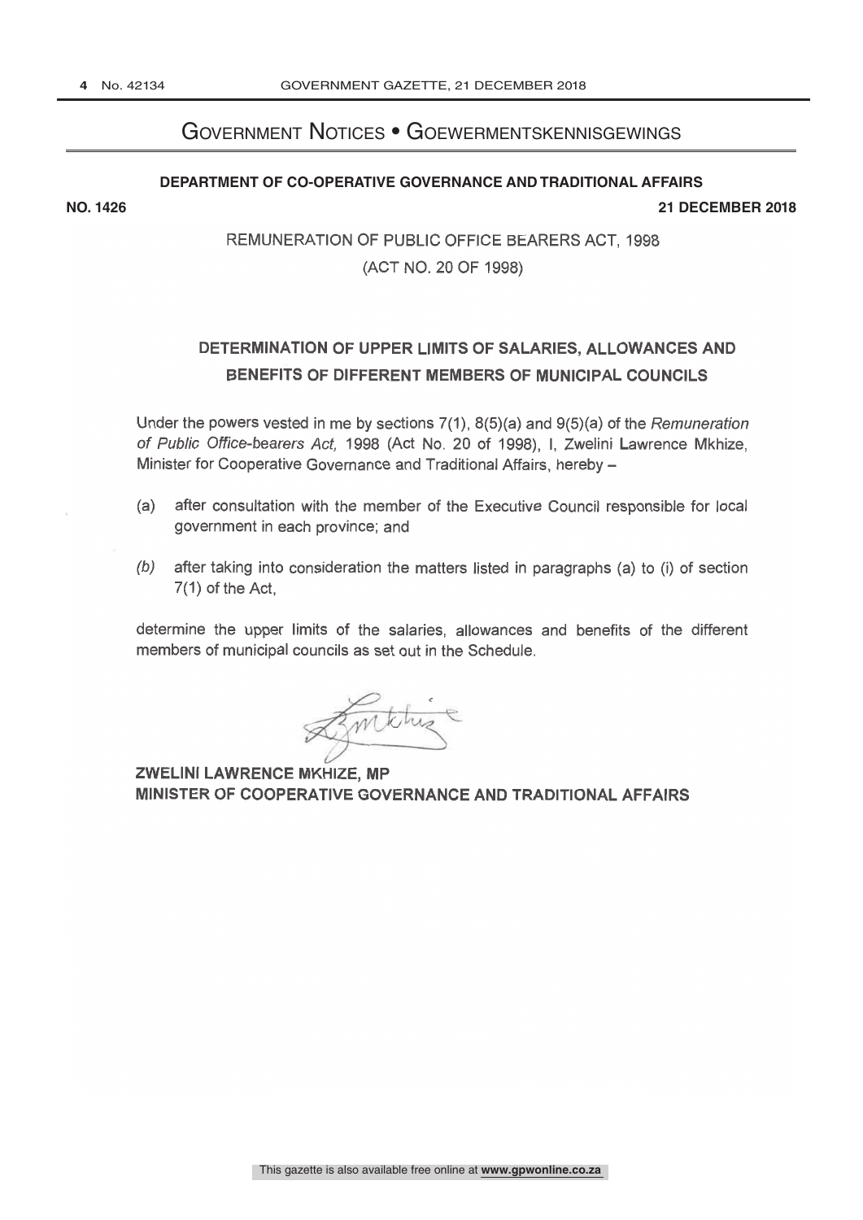# Government Notices • Goewermentskennisgewings

**DEPARTMENT OF CO-OPERATIVE GOVERNANCE AND TRADITIONAL AFFAIRS**

**NO. 1426** **21 DECEMBER 2018**

REMUNERATION OF PUBLIC OFFICE BEARERS ACT, 1998

(ACT NO. 20 OF 1998)

## DETERMINATION OF UPPER LIMITS OF SALARIES, ALLOWANCES AND BENEFITS OF DIFFERENT MEMBERS OF MUNICIPAL COUNCILS

Under the powers vested in me by sections 7(1), 8(5)(a) and 9(5)(a) of the *Remuneration of Public Office-bearers Act,* 1998 (Act No. 20 of 1998), I, Zwelini Lawrence Mkhize, Minister for Cooperative Governance and Traditional Affairs, hereby –

(a) after consultation with the member of the Executive Council responsible for local government in each province; and

*(b)* after taking into consideration the matters listed in paragraphs (a) to (i) of section 7(1) of the Act,

determine the upper limits of the salaries, allowances and benefits of the different members of municipal councils as set out in the Schedule.

**ZWELINI LAWRENCE MKHIZE, MP**
**MINISTER OF COOPERATIVE GOVERNANCE AND TRADITIONAL AFFAIRS**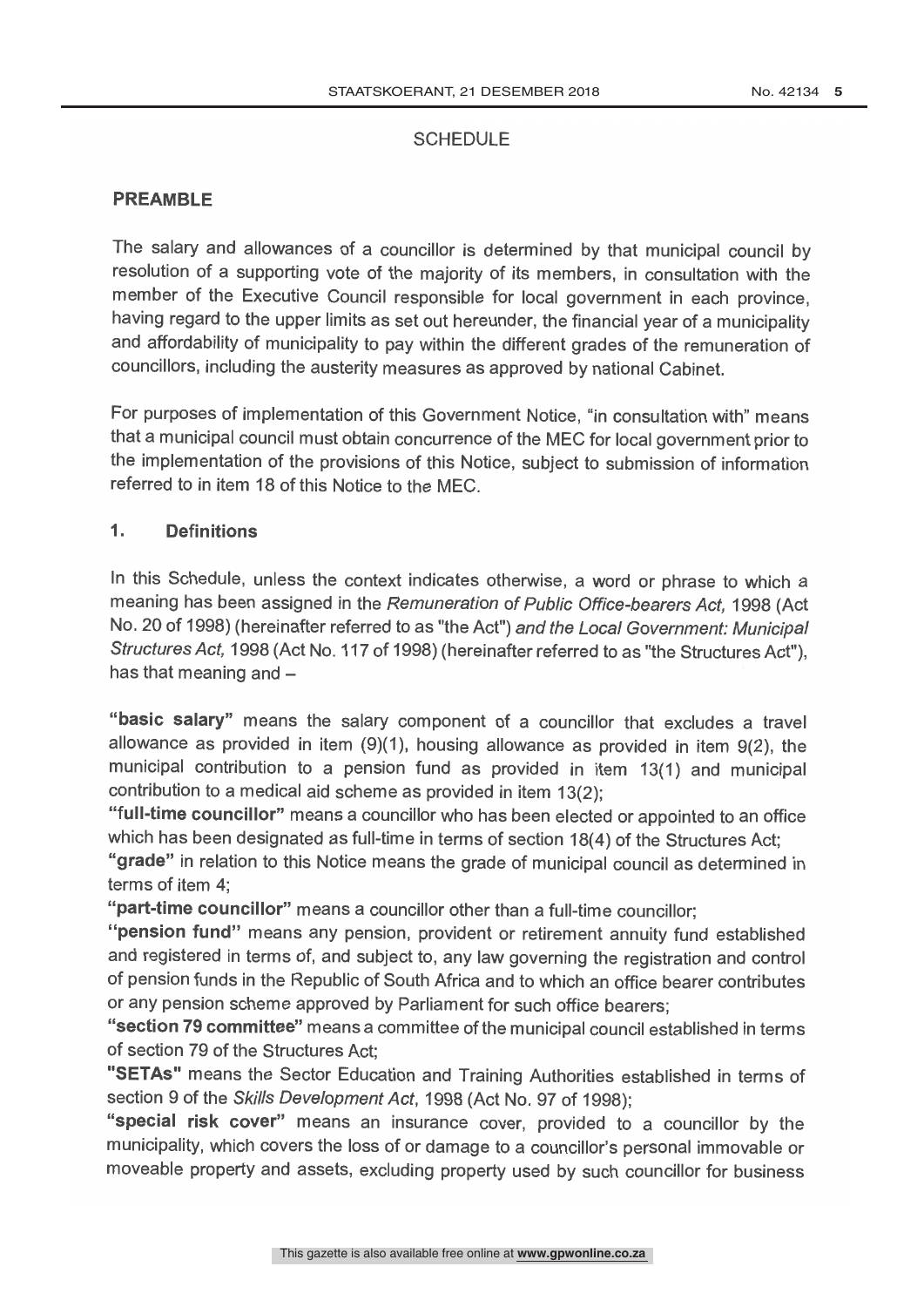## SCHEDULE

### PREAMBLE

The salary and allowances of a councillor is determined by that municipal council by resolution of a supporting vote of the majority of its members, in consultation with the member of the Executive Council responsible for local government in each province, having regard to the upper limits as set out hereunder, the financial year of a municipality and affordability of municipality to pay within the different grades of the remuneration of councillors, including the austerity measures as approved by national Cabinet.

For purposes of implementation of this Government Notice, "in consultation with" means that a municipal council must obtain concurrence of the MEC for local government prior to the implementation of the provisions of this Notice, subject to submission of information referred to in item 18 of this Notice to the MEC.

### 1. Definitions

In this Schedule, unless the context indicates otherwise, a word or phrase to which a meaning has been assigned in the *Remuneration of Public Office-bearers Act,* 1998 (Act No. 20 of 1998) (hereinafter referred to as "the Act") *and the Local Government: Municipal Structures Act,* 1998 (Act No. 117 of 1998) (hereinafter referred to as "the Structures Act"), has that meaning and –

**"basic salary"** means the salary component of a councillor that excludes a travel allowance as provided in item (9)(1), housing allowance as provided in item 9(2), the municipal contribution to a pension fund as provided in item 13(1) and municipal contribution to a medical aid scheme as provided in item 13(2);

**"full-time councillor"** means a councillor who has been elected or appointed to an office which has been designated as full-time in terms of section 18(4) of the Structures Act;

**"grade"** in relation to this Notice means the grade of municipal council as determined in terms of item 4;

**"part-time councillor"** means a councillor other than a full-time councillor;

**"pension fund"** means any pension, provident or retirement annuity fund established and registered in terms of, and subject to, any law governing the registration and control of pension funds in the Republic of South Africa and to which an office bearer contributes or any pension scheme approved by Parliament for such office bearers;

**"section 79 committee"** means a committee of the municipal council established in terms of section 79 of the Structures Act;

**"SETAs"** means the Sector Education and Training Authorities established in terms of section 9 of the *Skills Development Act*, 1998 (Act No. 97 of 1998);

**"special risk cover"** means an insurance cover, provided to a councillor by the municipality, which covers the loss of or damage to a councillor's personal immovable or moveable property and assets, excluding property used by such councillor for business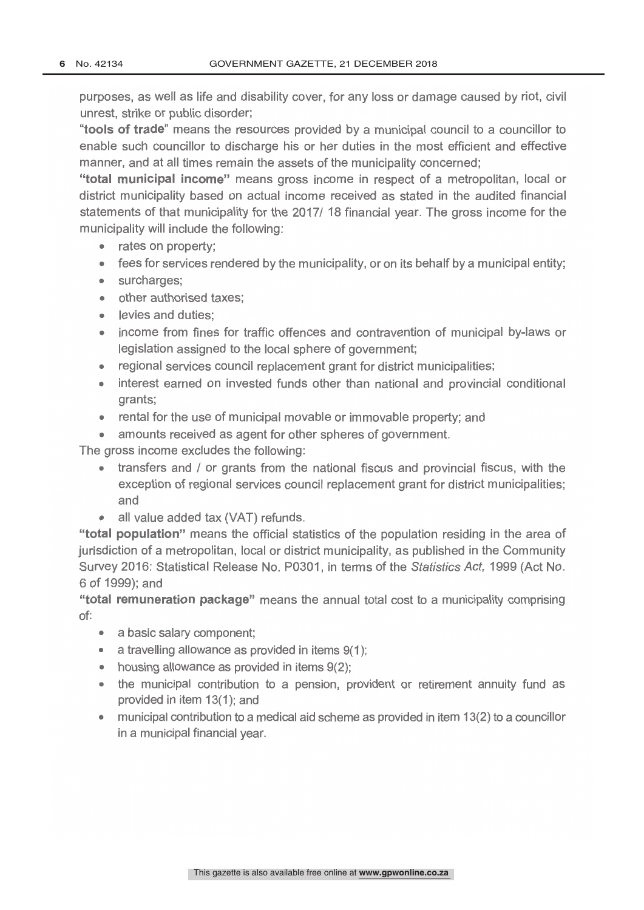purposes, as well as life and disability cover, for any loss or damage caused by riot, civil unrest, strike or public disorder;

"**tools of trade**" means the resources provided by a municipal council to a councillor to enable such councillor to discharge his or her duties in the most efficient and effective manner, and at all times remain the assets of the municipality concerned;

"**total municipal income**" means gross income in respect of a metropolitan, local or district municipality based on actual income received as stated in the audited financial statements of that municipality for the 2017/ 18 financial year. The gross income for the municipality will include the following:

- rates on property;
- fees for services rendered by the municipality, or on its behalf by a municipal entity;
- surcharges;
- other authorised taxes;
- levies and duties;
- income from fines for traffic offences and contravention of municipal by-laws or legislation assigned to the local sphere of government;
- regional services council replacement grant for district municipalities;
- interest earned on invested funds other than national and provincial conditional grants;
- rental for the use of municipal movable or immovable property; and
- amounts received as agent for other spheres of government.

The gross income excludes the following:

- transfers and / or grants from the national fiscus and provincial fiscus, with the exception of regional services council replacement grant for district municipalities; and
- all value added tax (VAT) refunds.

"**total population**" means the official statistics of the population residing in the area of jurisdiction of a metropolitan, local or district municipality, as published in the Community Survey 2016: Statistical Release No. P0301, in terms of the *Statistics Act,* 1999 (Act No. 6 of 1999); and

"**total remuneration package**" means the annual total cost to a municipality comprising of:

- a basic salary component;
- a travelling allowance as provided in items 9(1);
- housing allowance as provided in items 9(2);
- the municipal contribution to a pension, provident or retirement annuity fund as provided in item 13(1); and
- municipal contribution to a medical aid scheme as provided in item 13(2) to a councillor in a municipal financial year.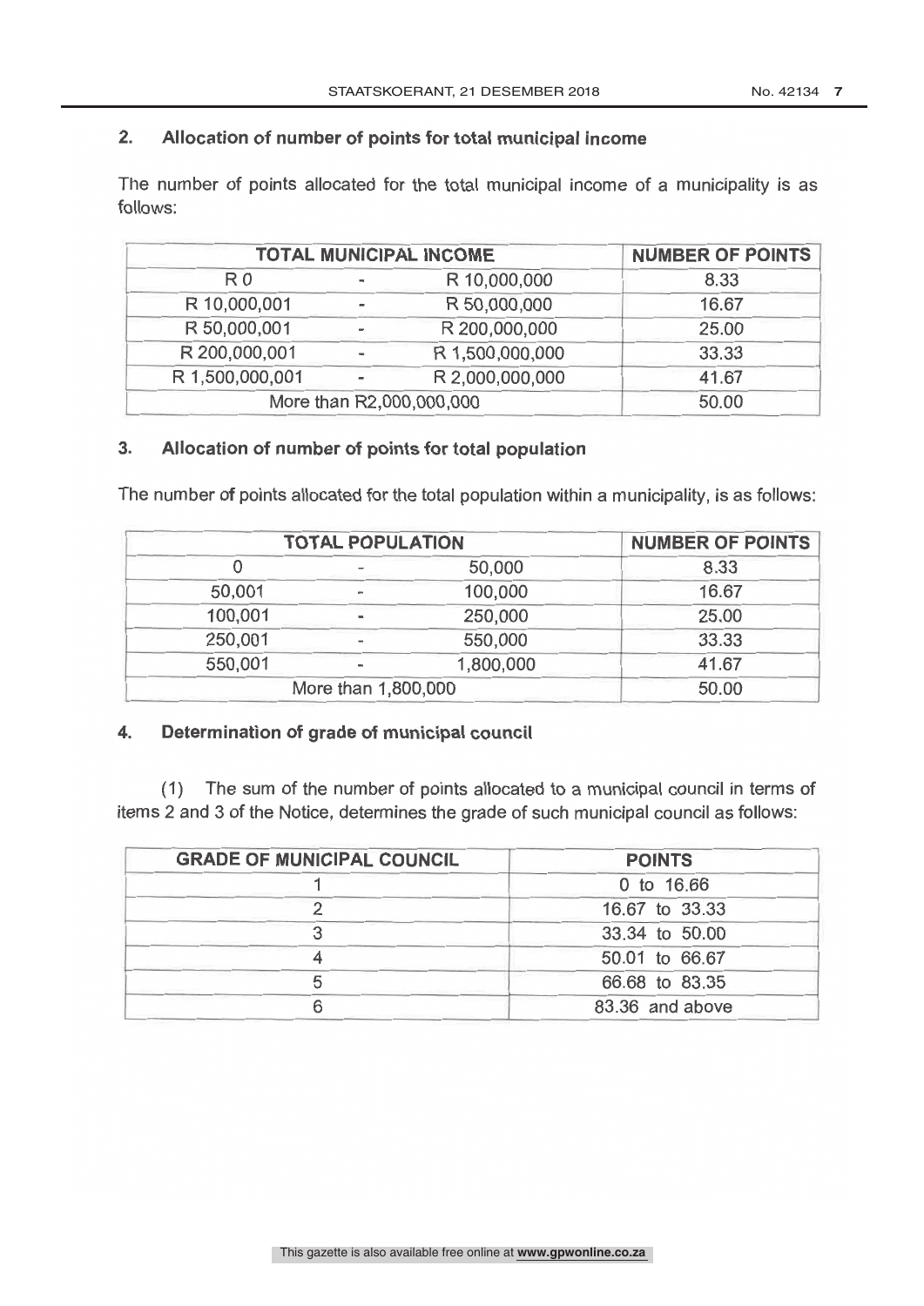## 2. Allocation of number of points for total municipal income

The number of points allocated for the total municipal income of a municipality is as follows:

| TOTAL MUNICIPAL INCOME | | | NUMBER OF POINTS |
|---|---|---|---|
| R 0 | - | R 10,000,000 | 8.33 |
| R 10,000,001 | - | R 50,000,000 | 16.67 |
| R 50,000,001 | - | R 200,000,000 | 25.00 |
| R 200,000,001 | - | R 1,500,000,000 | 33.33 |
| R 1,500,000,001 | - | R 2,000,000,000 | 41.67 |
| More than R2,000,000,000 | | | 50.00 |

## 3. Allocation of number of points for total population

The number of points allocated for the total population within a municipality, is as follows:

| TOTAL POPULATION | | | NUMBER OF POINTS |
|---|---|---|---|
| 0 | - | 50,000 | 8.33 |
| 50,001 | - | 100,000 | 16.67 |
| 100,001 | - | 250,000 | 25.00 |
| 250,001 | - | 550,000 | 33.33 |
| 550,001 | - | 1,800,000 | 41.67 |
| More than 1,800,000 | | | 50.00 |

## 4. Determination of grade of municipal council

(1) The sum of the number of points allocated to a municipal council in terms of items 2 and 3 of the Notice, determines the grade of such municipal council as follows:

| GRADE OF MUNICIPAL COUNCIL | POINTS |
|---|---|
| 1 | 0 to 16.66 |
| 2 | 16.67 to 33.33 |
| 3 | 33.34 to 50.00 |
| 4 | 50.01 to 66.67 |
| 5 | 66.68 to 83.35 |
| 6 | 83.36 and above |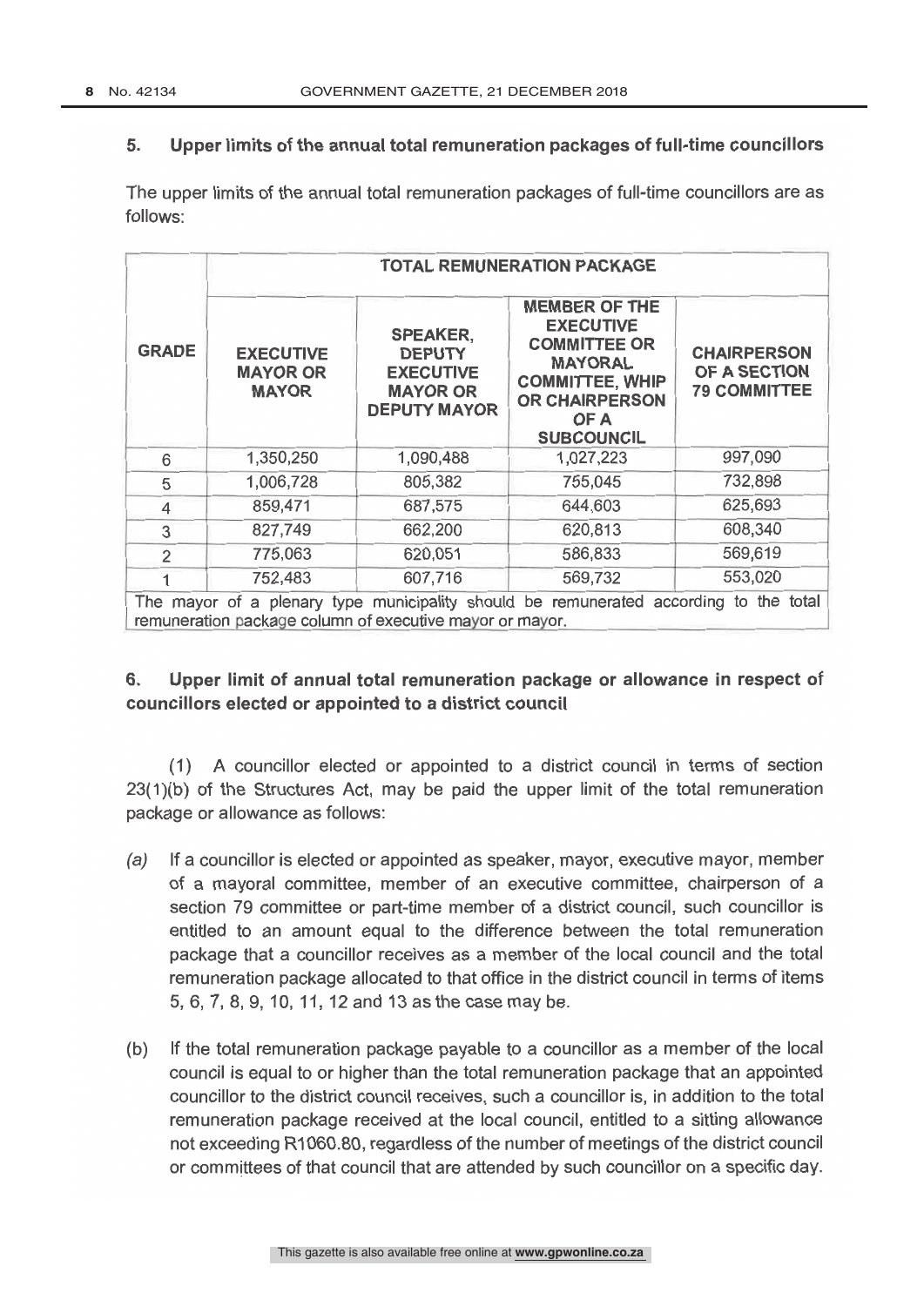## 5. Upper limits of the annual total remuneration packages of full-time councillors

The upper limits of the annual total remuneration packages of full-time councillors are as follows:

| GRADE | TOTAL REMUNERATION PACKAGE | | | |
|---|---|---|---|---|
| | EXECUTIVE MAYOR OR MAYOR | SPEAKER, DEPUTY EXECUTIVE MAYOR OR DEPUTY MAYOR | MEMBER OF THE EXECUTIVE COMMITTEE OR MAYORAL COMMITTEE, WHIP OR CHAIRPERSON OF A SUBCOUNCIL | CHAIRPERSON OF A SECTION 79 COMMITTEE |
| 6 | 1,350,250 | 1,090,488 | 1,027,223 | 997,090 |
| 5 | 1,006,728 | 805,382 | 755,045 | 732,898 |
| 4 | 859,471 | 687,575 | 644,603 | 625,693 |
| 3 | 827,749 | 662,200 | 620,813 | 608,340 |
| 2 | 775,063 | 620,051 | 586,833 | 569,619 |
| 1 | 752,483 | 607,716 | 569,732 | 553,020 |
| The mayor of a plenary type municipality should be remunerated according to the total remuneration package column of executive mayor or mayor. | | | | |

## 6. Upper limit of annual total remuneration package or allowance in respect of councillors elected or appointed to a district council

(1) A councillor elected or appointed to a district council in terms of section 23(1)(b) of the Structures Act, may be paid the upper limit of the total remuneration package or allowance as follows:

*(a)* If a councillor is elected or appointed as speaker, mayor, executive mayor, member of a mayoral committee, member of an executive committee, chairperson of a section 79 committee or part-time member of a district council, such councillor is entitled to an amount equal to the difference between the total remuneration package that a councillor receives as a member of the local council and the total remuneration package allocated to that office in the district council in terms of items 5, 6, 7, 8, 9, 10, 11, 12 and 13 as the case may be.

(b) If the total remuneration package payable to a councillor as a member of the local council is equal to or higher than the total remuneration package that an appointed councillor to the district council receives, such a councillor is, in addition to the total remuneration package received at the local council, entitled to a sitting allowance not exceeding R1060.80, regardless of the number of meetings of the district council or committees of that council that are attended by such councillor on a specific day.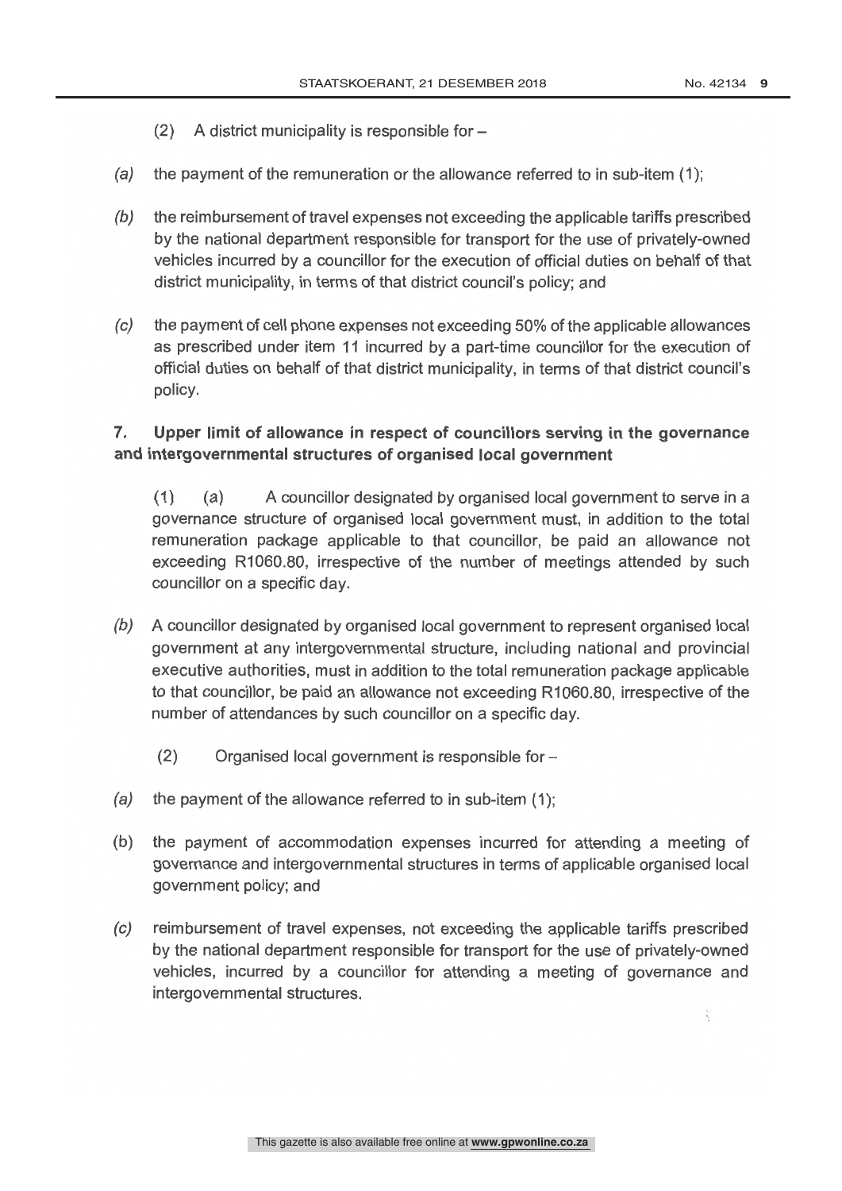(2) A district municipality is responsible for –

*(a)* the payment of the remuneration or the allowance referred to in sub-item (1);

*(b)* the reimbursement of travel expenses not exceeding the applicable tariffs prescribed by the national department responsible for transport for the use of privately-owned vehicles incurred by a councillor for the execution of official duties on behalf of that district municipality, in terms of that district council's policy; and

*(c)* the payment of cell phone expenses not exceeding 50% of the applicable allowances as prescribed under item 11 incurred by a part-time councillor for the execution of official duties on behalf of that district municipality, in terms of that district council's policy.

## 7. Upper limit of allowance in respect of councillors serving in the governance and intergovernmental structures of organised local government

(1) *(a)* A councillor designated by organised local government to serve in a governance structure of organised local government must, in addition to the total remuneration package applicable to that councillor, be paid an allowance not exceeding R1060.80, irrespective of the number of meetings attended by such councillor on a specific day.

*(b)* A councillor designated by organised local government to represent organised local government at any intergovernmental structure, including national and provincial executive authorities, must in addition to the total remuneration package applicable to that councillor, be paid an allowance not exceeding R1060.80, irrespective of the number of attendances by such councillor on a specific day.

(2) Organised local government is responsible for –

*(a)* the payment of the allowance referred to in sub-item (1);

(b) the payment of accommodation expenses incurred for attending a meeting of governance and intergovernmental structures in terms of applicable organised local government policy; and

*(c)* reimbursement of travel expenses, not exceeding the applicable tariffs prescribed by the national department responsible for transport for the use of privately-owned vehicles, incurred by a councillor for attending a meeting of governance and intergovernmental structures.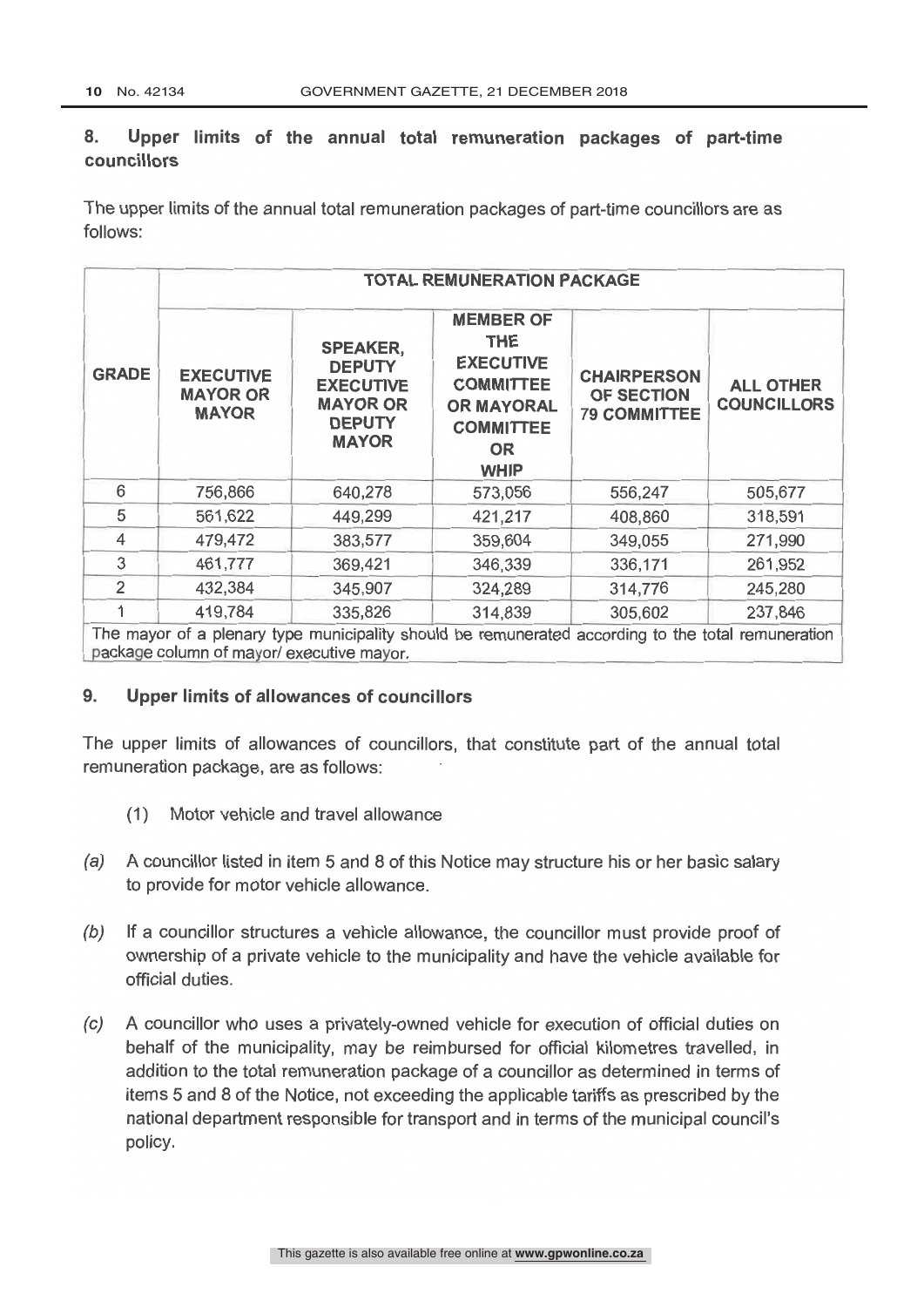## 8. Upper limits of the annual total remuneration packages of part-time councillors

The upper limits of the annual total remuneration packages of part-time councillors are as follows:

| GRADE | TOTAL REMUNERATION PACKAGE | | | | |
|---|---|---|---|---|---|
| | EXECUTIVE MAYOR OR MAYOR | SPEAKER, DEPUTY EXECUTIVE MAYOR OR DEPUTY MAYOR | MEMBER OF THE EXECUTIVE COMMITTEE OR MAYORAL COMMITTEE OR WHIP | CHAIRPERSON OF SECTION 79 COMMITTEE | ALL OTHER COUNCILLORS |
| 6 | 756,866 | 640,278 | 573,056 | 556,247 | 505,677 |
| 5 | 561,622 | 449,299 | 421,217 | 408,860 | 318,591 |
| 4 | 479,472 | 383,577 | 359,604 | 349,055 | 271,990 |
| 3 | 461,777 | 369,421 | 346,339 | 336,171 | 261,952 |
| 2 | 432,384 | 345,907 | 324,289 | 314,776 | 245,280 |
| 1 | 419,784 | 335,826 | 314,839 | 305,602 | 237,846 |
| The mayor of a plenary type municipality should be remunerated according to the total remuneration package column of mayor/ executive mayor. | | | | | |

## 9. Upper limits of allowances of councillors

The upper limits of allowances of councillors, that constitute part of the annual total remuneration package, are as follows:

(1) Motor vehicle and travel allowance

*(a)* A councillor listed in item 5 and 8 of this Notice may structure his or her basic salary to provide for motor vehicle allowance.

*(b)* If a councillor structures a vehicle allowance, the councillor must provide proof of ownership of a private vehicle to the municipality and have the vehicle available for official duties.

*(c)* A councillor who uses a privately-owned vehicle for execution of official duties on behalf of the municipality, may be reimbursed for official kilometres travelled, in addition to the total remuneration package of a councillor as determined in terms of items 5 and 8 of the Notice, not exceeding the applicable tariffs as prescribed by the national department responsible for transport and in terms of the municipal council's policy.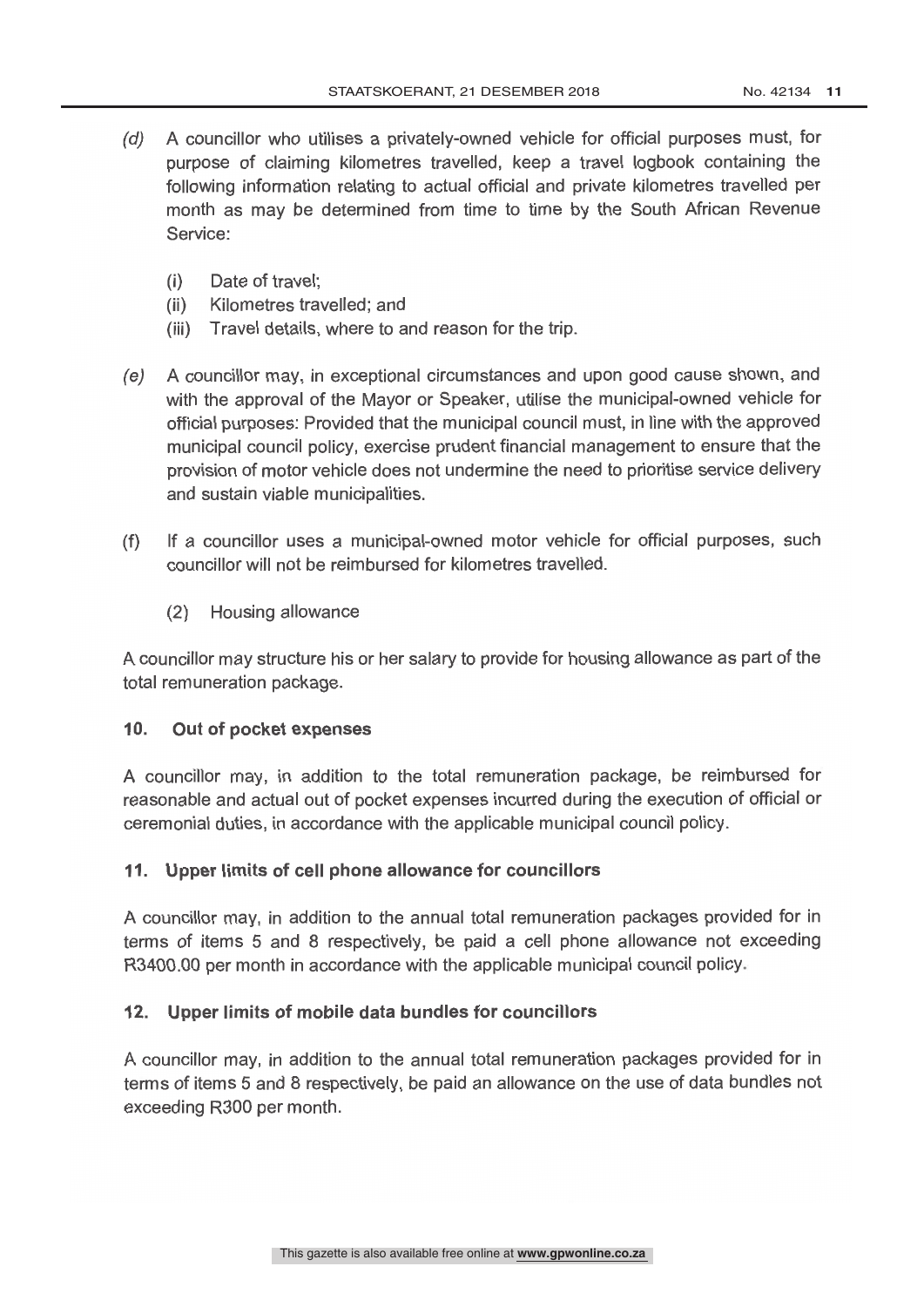*(d)* A councillor who utilises a privately-owned vehicle for official purposes must, for purpose of claiming kilometres travelled, keep a travel logbook containing the following information relating to actual official and private kilometres travelled per month as may be determined from time to time by the South African Revenue Service:

(i) Date of travel;
(ii) Kilometres travelled; and
(iii) Travel details, where to and reason for the trip.

*(e)* A councillor may, in exceptional circumstances and upon good cause shown, and with the approval of the Mayor or Speaker, utilise the municipal-owned vehicle for official purposes: Provided that the municipal council must, in line with the approved municipal council policy, exercise prudent financial management to ensure that the provision of motor vehicle does not undermine the need to prioritise service delivery and sustain viable municipalities.

(f) If a councillor uses a municipal-owned motor vehicle for official purposes, such councillor will not be reimbursed for kilometres travelled.

(2) Housing allowance

A councillor may structure his or her salary to provide for housing allowance as part of the total remuneration package.

### 10. Out of pocket expenses

A councillor may, in addition to the total remuneration package, be reimbursed for reasonable and actual out of pocket expenses incurred during the execution of official or ceremonial duties, in accordance with the applicable municipal council policy.

### 11. Upper limits of cell phone allowance for councillors

A councillor may, in addition to the annual total remuneration packages provided for in terms of items 5 and 8 respectively, be paid a cell phone allowance not exceeding R3400.00 per month in accordance with the applicable municipal council policy.

### 12. Upper limits of mobile data bundles for councillors

A councillor may, in addition to the annual total remuneration packages provided for in terms of items 5 and 8 respectively, be paid an allowance on the use of data bundles not exceeding R300 per month.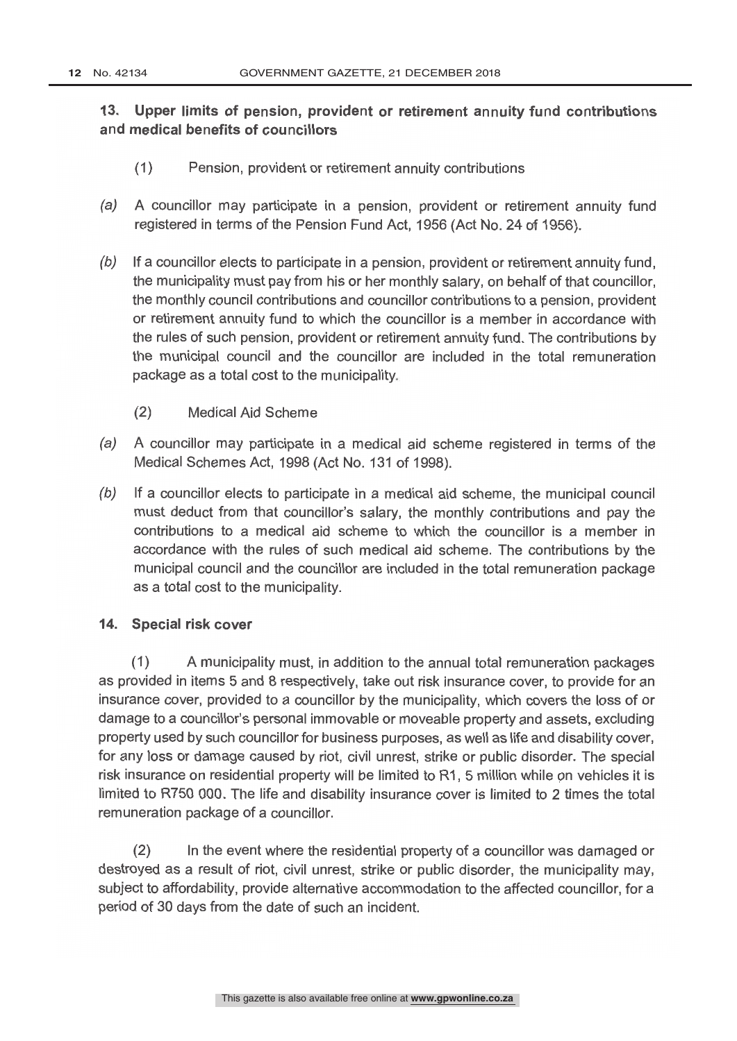## 13. Upper limits of pension, provident or retirement annuity fund contributions and medical benefits of councillors

(1) Pension, provident or retirement annuity contributions

*(a)* A councillor may participate in a pension, provident or retirement annuity fund registered in terms of the Pension Fund Act, 1956 (Act No. 24 of 1956).

*(b)* If a councillor elects to participate in a pension, provident or retirement annuity fund, the municipality must pay from his or her monthly salary, on behalf of that councillor, the monthly council contributions and councillor contributions to a pension, provident or retirement annuity fund to which the councillor is a member in accordance with the rules of such pension, provident or retirement annuity fund. The contributions by the municipal council and the councillor are included in the total remuneration package as a total cost to the municipality.

(2) Medical Aid Scheme

*(a)* A councillor may participate in a medical aid scheme registered in terms of the Medical Schemes Act, 1998 (Act No. 131 of 1998).

*(b)* If a councillor elects to participate in a medical aid scheme, the municipal council must deduct from that councillor's salary, the monthly contributions and pay the contributions to a medical aid scheme to which the councillor is a member in accordance with the rules of such medical aid scheme. The contributions by the municipal council and the councillor are included in the total remuneration package as a total cost to the municipality.

## 14. Special risk cover

(1) A municipality must, in addition to the annual total remuneration packages as provided in items 5 and 8 respectively, take out risk insurance cover, to provide for an insurance cover, provided to a councillor by the municipality, which covers the loss of or damage to a councillor's personal immovable or moveable property and assets, excluding property used by such councillor for business purposes, as well as life and disability cover, for any loss or damage caused by riot, civil unrest, strike or public disorder. The special risk insurance on residential property will be limited to R1, 5 million while on vehicles it is limited to R750 000. The life and disability insurance cover is limited to 2 times the total remuneration package of a councillor.

(2) In the event where the residential property of a councillor was damaged or destroyed as a result of riot, civil unrest, strike or public disorder, the municipality may, subject to affordability, provide alternative accommodation to the affected councillor, for a period of 30 days from the date of such an incident.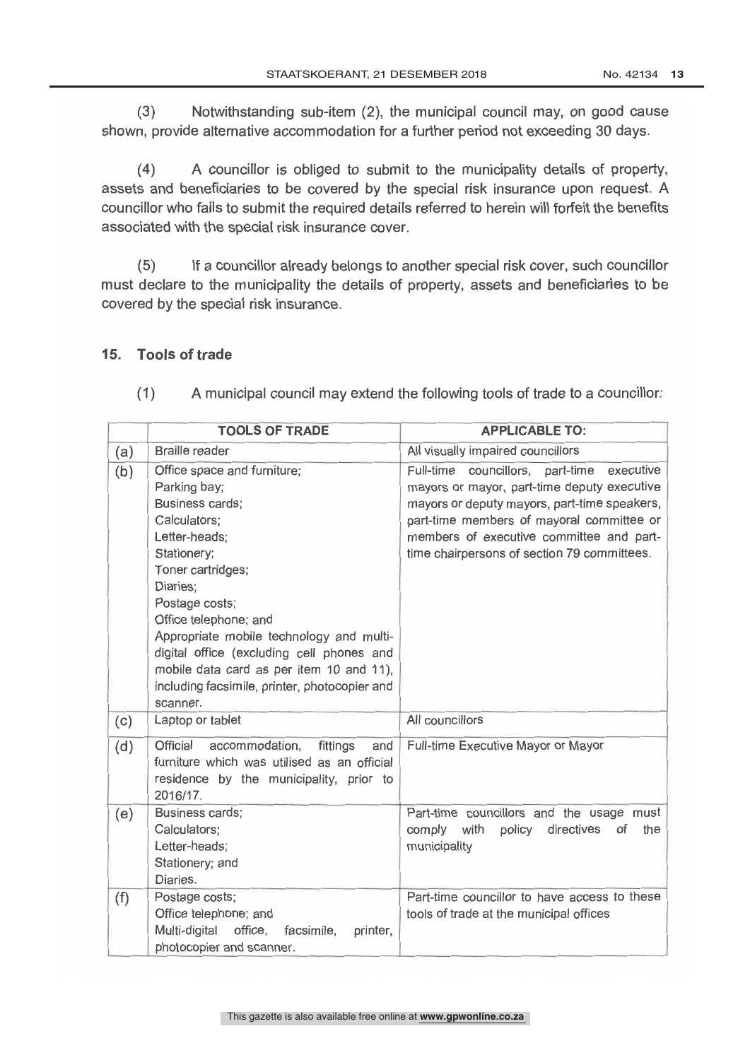(3) Notwithstanding sub-item (2), the municipal council may, on good cause shown, provide alternative accommodation for a further period not exceeding 30 days.

(4) A councillor is obliged to submit to the municipality details of property, assets and beneficiaries to be covered by the special risk insurance upon request. A councillor who fails to submit the required details referred to herein will forfeit the benefits associated with the special risk insurance cover.

(5) If a councillor already belongs to another special risk cover, such councillor must declare to the municipality the details of property, assets and beneficiaries to be covered by the special risk insurance.

## 15. Tools of trade

(1) A municipal council may extend the following tools of trade to a councillor:

| | TOOLS OF TRADE | APPLICABLE TO: |
|---|---|---|
| (a) | Braille reader | All visually impaired councillors |
| (b) | Office space and furniture;<br>Parking bay;<br>Business cards;<br>Calculators;<br>Letter-heads;<br>Stationery;<br>Toner cartridges;<br>Diaries;<br>Postage costs;<br>Office telephone; and<br>Appropriate mobile technology and multi-digital office (excluding cell phones and mobile data card as per item 10 and 11), including facsimile, printer, photocopier and scanner. | Full-time councillors, part-time executive mayors or mayor, part-time deputy executive mayors or deputy mayors, part-time speakers, part-time members of mayoral committee or members of executive committee and part-time chairpersons of section 79 committees. |
| (c) | Laptop or tablet | All councillors |
| (d) | Official accommodation, fittings and furniture which was utilised as an official residence by the municipality, prior to 2016/17. | Full-time Executive Mayor or Mayor |
| (e) | Business cards;<br>Calculators;<br>Letter-heads;<br>Stationery; and<br>Diaries. | Part-time councillors and the usage must comply with policy directives of the municipality |
| (f) | Postage costs;<br>Office telephone; and<br>Multi-digital office, facsimile, printer, photocopier and scanner. | Part-time councillor to have access to these tools of trade at the municipal offices |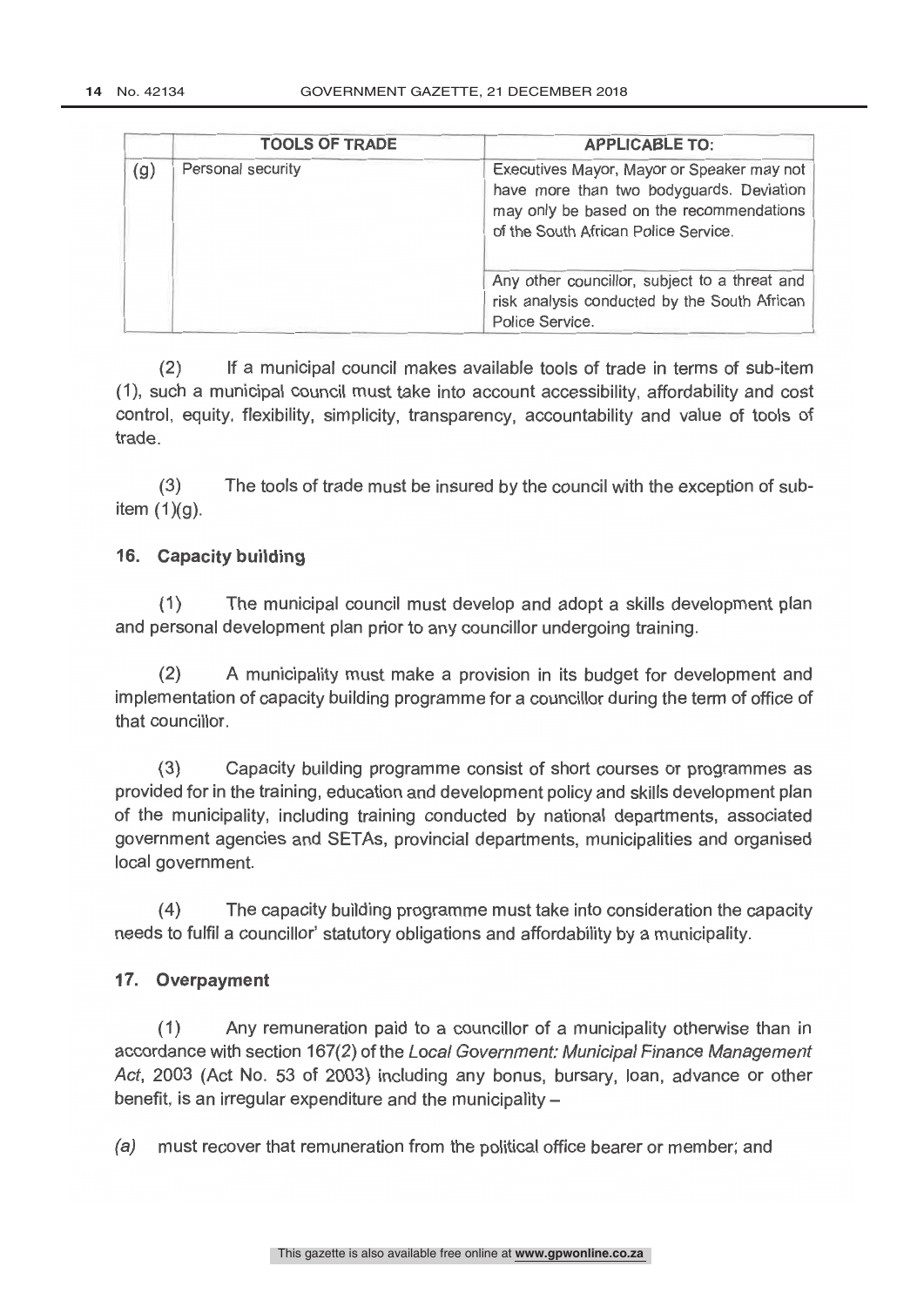| | TOOLS OF TRADE | APPLICABLE TO: |
|---|---|---|
| (g) | Personal security | Executives Mayor, Mayor or Speaker may not have more than two bodyguards. Deviation may only be based on the recommendations of the South African Police Service. |
| | | Any other councillor, subject to a threat and risk analysis conducted by the South African Police Service. |

(2) If a municipal council makes available tools of trade in terms of sub-item (1), such a municipal council must take into account accessibility, affordability and cost control, equity, flexibility, simplicity, transparency, accountability and value of tools of trade.

(3) The tools of trade must be insured by the council with the exception of sub-item (1)(g).

## 16. Capacity building

(1) The municipal council must develop and adopt a skills development plan and personal development plan prior to any councillor undergoing training.

(2) A municipality must make a provision in its budget for development and implementation of capacity building programme for a councillor during the term of office of that councillor.

(3) Capacity building programme consist of short courses or programmes as provided for in the training, education and development policy and skills development plan of the municipality, including training conducted by national departments, associated government agencies and SETAs, provincial departments, municipalities and organised local government.

(4) The capacity building programme must take into consideration the capacity needs to fulfil a councillor' statutory obligations and affordability by a municipality.

## 17. Overpayment

(1) Any remuneration paid to a councillor of a municipality otherwise than in accordance with section 167(2) of the *Local Government: Municipal Finance Management Act*, 2003 (Act No. 53 of 2003) including any bonus, bursary, loan, advance or other benefit, is an irregular expenditure and the municipality –

*(a)* must recover that remuneration from the political office bearer or member; and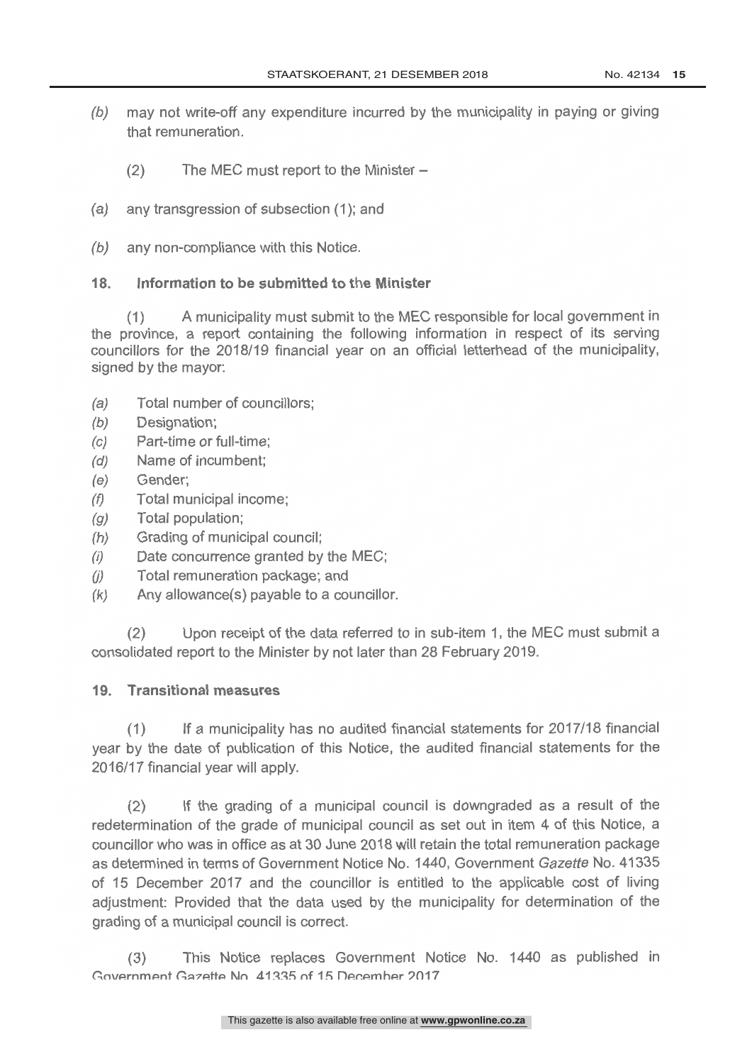*(b)* may not write-off any expenditure incurred by the municipality in paying or giving that remuneration.

(2) The MEC must report to the Minister –

*(a)* any transgression of subsection (1); and

*(b)* any non-compliance with this Notice.

## 18. Information to be submitted to the Minister

(1) A municipality must submit to the MEC responsible for local government in the province, a report containing the following information in respect of its serving councillors for the 2018/19 financial year on an official letterhead of the municipality, signed by the mayor:

*(a)* Total number of councillors;
*(b)* Designation;
*(c)* Part-time or full-time;
*(d)* Name of incumbent;
*(e)* Gender;
*(f)* Total municipal income;
*(g)* Total population;
*(h)* Grading of municipal council;
*(i)* Date concurrence granted by the MEC;
*(j)* Total remuneration package; and
*(k)* Any allowance(s) payable to a councillor.

(2) Upon receipt of the data referred to in sub-item 1, the MEC must submit a consolidated report to the Minister by not later than 28 February 2019.

## 19. Transitional measures

(1) If a municipality has no audited financial statements for 2017/18 financial year by the date of publication of this Notice, the audited financial statements for the 2016/17 financial year will apply.

(2) If the grading of a municipal council is downgraded as a result of the redetermination of the grade of municipal council as set out in item 4 of this Notice, a councillor who was in office as at 30 June 2018 will retain the total remuneration package as determined in terms of Government Notice No. 1440, Government *Gazette* No. 41335 of 15 December 2017 and the councillor is entitled to the applicable cost of living adjustment: Provided that the data used by the municipality for determination of the grading of a municipal council is correct.

(3) This Notice replaces Government Notice No. 1440 as published in Government Gazette No. 41335 of 15 December 2017.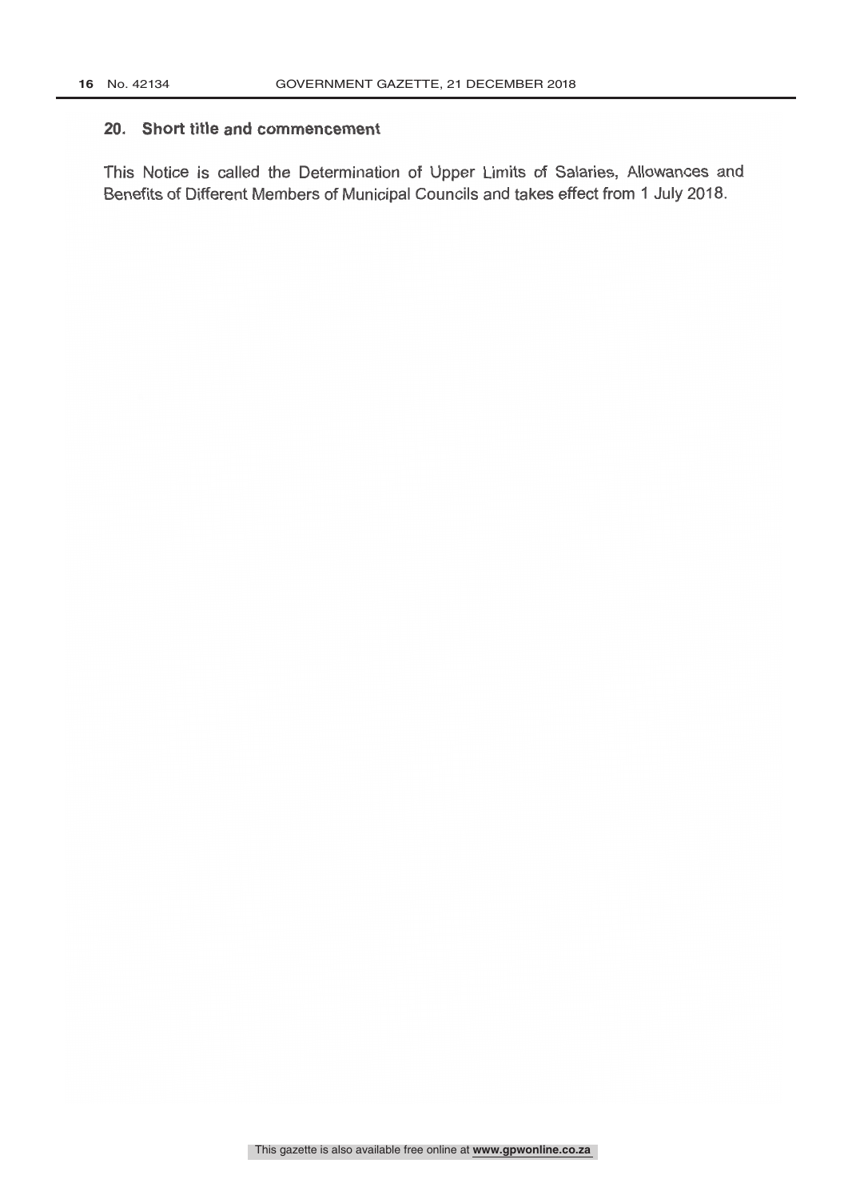## 20. Short title and commencement

This Notice is called the Determination of Upper Limits of Salaries, Allowances and Benefits of Different Members of Municipal Councils and takes effect from 1 July 2018.